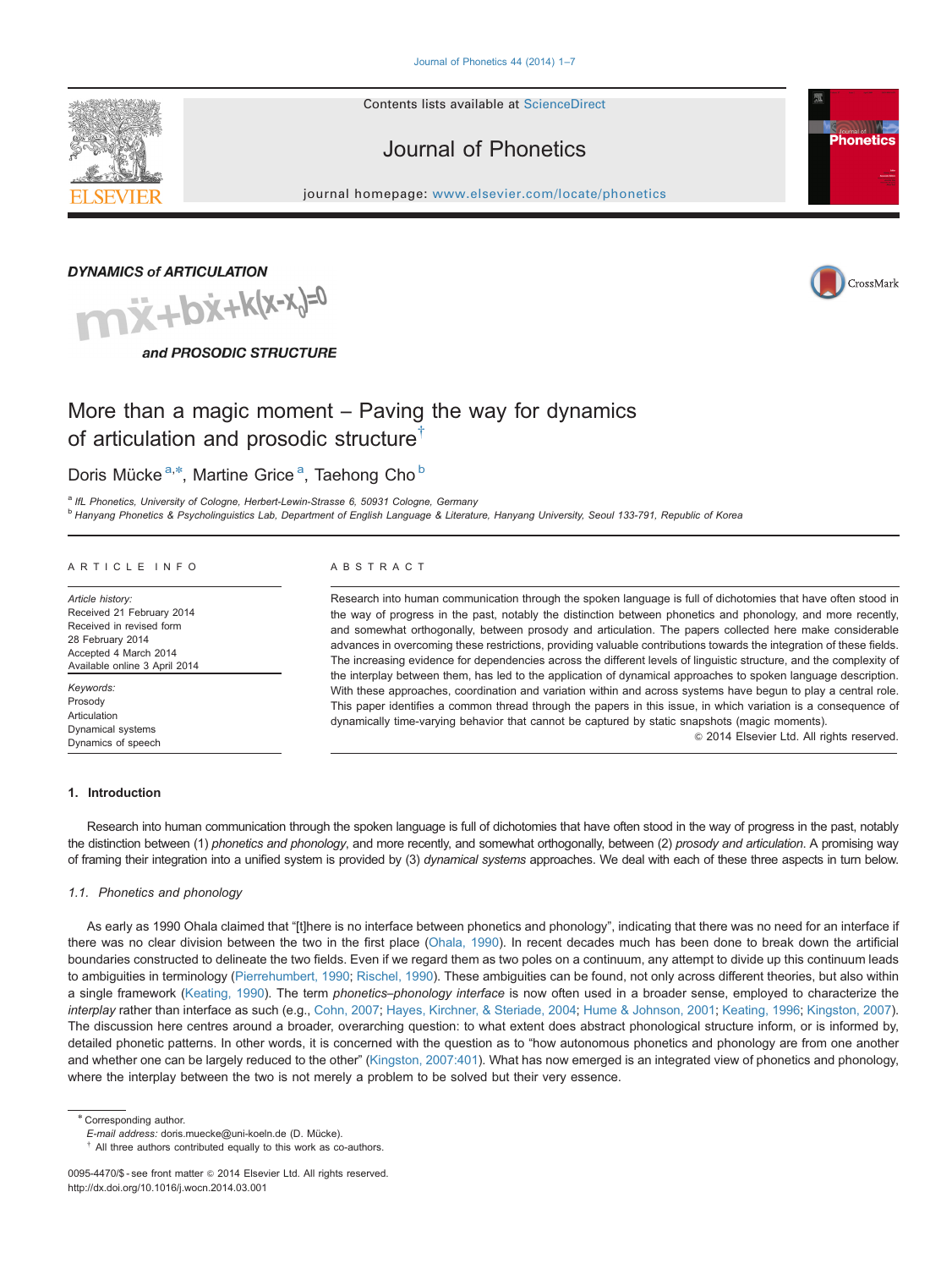DYNAMICS of ARTICULATION

$m\ddot{x}+b\dot{x}+k(x-x_0)=0$

and PROSODIC STRUCTURE

# More than a magic moment – Paving the way for dynamics of articulation and prosodic structure[†]

Doris Mücke[a,*], Martine Grice[a], Taehong Cho[b]

[a] IfL Phonetics, University of Cologne, Herbert-Lewin-Strasse 6, 50931 Cologne, Germany
[b] Hanyang Phonetics & Psycholinguistics Lab, Department of English Language & Literature, Hanyang University, Seoul 133-791, Republic of Korea

ARTICLE INFO

*Article history:*
Received 21 February 2014
Received in revised form
28 February 2014
Accepted 4 March 2014
Available online 3 April 2014

*Keywords:*
Prosody
Articulation
Dynamical systems
Dynamics of speech

ABSTRACT

Research into human communication through the spoken language is full of dichotomies that have often stood in the way of progress in the past, notably the distinction between phonetics and phonology, and more recently, and somewhat orthogonally, between prosody and articulation. The papers collected here make considerable advances in overcoming these restrictions, providing valuable contributions towards the integration of these fields. The increasing evidence for dependencies across the different levels of linguistic structure, and the complexity of the interplay between them, has led to the application of dynamical approaches to spoken language description. With these approaches, coordination and variation within and across systems have begun to play a central role. This paper identifies a common thread through the papers in this issue, in which variation is a consequence of dynamically time-varying behavior that cannot be captured by static snapshots (magic moments).

© 2014 Elsevier Ltd. All rights reserved.

## 1. Introduction

Research into human communication through the spoken language is full of dichotomies that have often stood in the way of progress in the past, notably the distinction between (1) *phonetics and phonology*, and more recently, and somewhat orthogonally, between (2) *prosody and articulation*. A promising way of framing their integration into a unified system is provided by (3) *dynamical systems* approaches. We deal with each of these three aspects in turn below.

### 1.1. Phonetics and phonology

As early as 1990 Ohala claimed that "[t]here is no interface between phonetics and phonology", indicating that there was no need for an interface if there was no clear division between the two in the first place (Ohala, 1990). In recent decades much has been done to break down the artificial boundaries constructed to delineate the two fields. Even if we regard them as two poles on a continuum, any attempt to divide up this continuum leads to ambiguities in terminology (Pierrehumbert, 1990; Rischel, 1990). These ambiguities can be found, not only across different theories, but also within a single framework (Keating, 1990). The term *phonetics–phonology interface* is now often used in a broader sense, employed to characterize the *interplay* rather than interface as such (e.g., Cohn, 2007; Hayes, Kirchner, & Steriade, 2004; Hume & Johnson, 2001; Keating, 1996; Kingston, 2007). The discussion here centres around a broader, overarching question: to what extent does abstract phonological structure inform, or is informed by, detailed phonetic patterns. In other words, it is concerned with the question as to "how autonomous phonetics and phonology are from one another and whether one can be largely reduced to the other" (Kingston, 2007:401). What has now emerged is an integrated view of phonetics and phonology, where the interplay between the two is not merely a problem to be solved but their very essence.

* Corresponding author.
*E-mail address:* doris.muecke@uni-koeln.de (D. Mücke).
† All three authors contributed equally to this work as co-authors.

0095-4470/$ - see front matter © 2014 Elsevier Ltd. All rights reserved.
http://dx.doi.org/10.1016/j.wocn.2014.03.001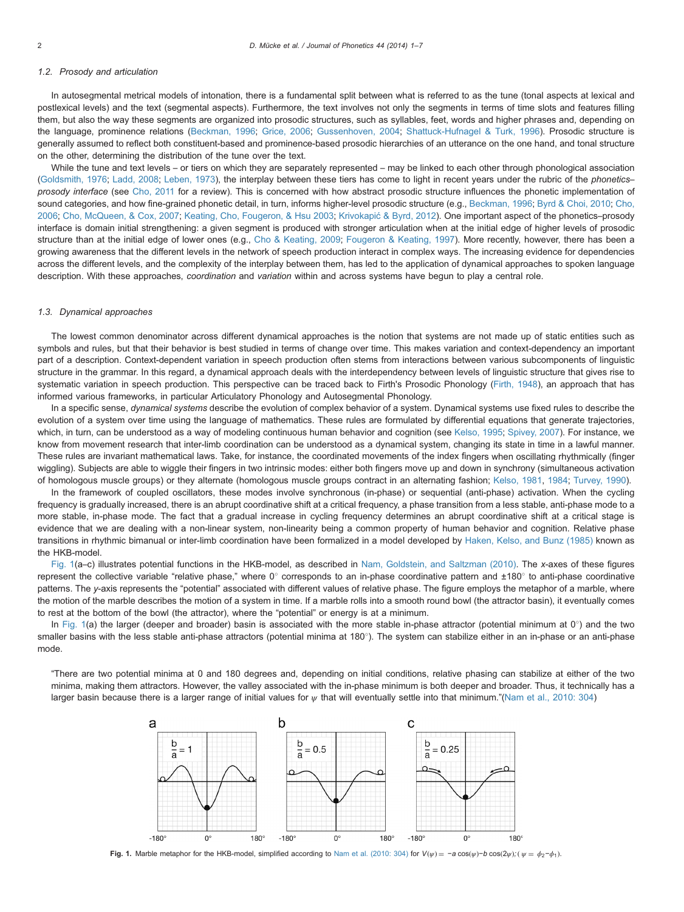### 1.2. Prosody and articulation

In autosegmental metrical models of intonation, there is a fundamental split between what is referred to as the tune (tonal aspects at lexical and postlexical levels) and the text (segmental aspects). Furthermore, the text involves not only the segments in terms of time slots and features filling them, but also the way these segments are organized into prosodic structures, such as syllables, feet, words and higher phrases and, depending on the language, prominence relations (Beckman, 1996; Grice, 2006; Gussenhoven, 2004; Shattuck-Hufnagel & Turk, 1996). Prosodic structure is generally assumed to reflect both constituent-based and prominence-based prosodic hierarchies of an utterance on the one hand, and tonal structure on the other, determining the distribution of the tune over the text.

While the tune and text levels – or tiers on which they are separately represented – may be linked to each other through phonological association (Goldsmith, 1976; Ladd, 2008; Leben, 1973), the interplay between these tiers has come to light in recent years under the rubric of the *phonetics–prosody interface* (see Cho, 2011 for a review). This is concerned with how abstract prosodic structure influences the phonetic implementation of sound categories, and how fine-grained phonetic detail, in turn, informs higher-level prosodic structure (e.g., Beckman, 1996; Byrd & Choi, 2010; Cho, 2006; Cho, McQueen, & Cox, 2007; Keating, Cho, Fougeron, & Hsu 2003; Krivokapić & Byrd, 2012). One important aspect of the phonetics–prosody interface is domain initial strengthening: a given segment is produced with stronger articulation when at the initial edge of higher levels of prosodic structure than at the initial edge of lower ones (e.g., Cho & Keating, 2009; Fougeron & Keating, 1997). More recently, however, there has been a growing awareness that the different levels in the network of speech production interact in complex ways. The increasing evidence for dependencies across the different levels, and the complexity of the interplay between them, has led to the application of dynamical approaches to spoken language description. With these approaches, *coordination* and *variation* within and across systems have begun to play a central role.

### 1.3. Dynamical approaches

The lowest common denominator across different dynamical approaches is the notion that systems are not made up of static entities such as symbols and rules, but that their behavior is best studied in terms of change over time. This makes variation and context-dependency an important part of a description. Context-dependent variation in speech production often stems from interactions between various subcomponents of linguistic structure in the grammar. In this regard, a dynamical approach deals with the interdependency between levels of linguistic structure that gives rise to systematic variation in speech production. This perspective can be traced back to Firth's Prosodic Phonology (Firth, 1948), an approach that has informed various frameworks, in particular Articulatory Phonology and Autosegmental Phonology.

In a specific sense, *dynamical systems* describe the evolution of complex behavior of a system. Dynamical systems use fixed rules to describe the evolution of a system over time using the language of mathematics. These rules are formulated by differential equations that generate trajectories, which, in turn, can be understood as a way of modeling continuous human behavior and cognition (see Kelso, 1995; Spivey, 2007). For instance, we know from movement research that inter-limb coordination can be understood as a dynamical system, changing its state in time in a lawful manner. These rules are invariant mathematical laws. Take, for instance, the coordinated movements of the index fingers when oscillating rhythmically (finger wiggling). Subjects are able to wiggle their fingers in two intrinsic modes: either both fingers move up and down in synchrony (simultaneous activation of homologous muscle groups) or they alternate (homologous muscle groups contract in an alternating fashion; Kelso, 1981, 1984; Turvey, 1990).

In the framework of coupled oscillators, these modes involve synchronous (in-phase) or sequential (anti-phase) activation. When the cycling frequency is gradually increased, there is an abrupt coordinative shift at a critical frequency, a phase transition from a less stable, anti-phase mode to a more stable, in-phase mode. The fact that a gradual increase in cycling frequency determines an abrupt coordinative shift at a critical stage is evidence that we are dealing with a non-linear system, non-linearity being a common property of human behavior and cognition. Relative phase transitions in rhythmic bimanual or inter-limb coordination have been formalized in a model developed by Haken, Kelso, and Bunz (1985) known as the HKB-model.

Fig. 1(a–c) illustrates potential functions in the HKB-model, as described in Nam, Goldstein, and Saltzman (2010). The *x*-axes of these figures represent the collective variable "relative phase," where 0° corresponds to an in-phase coordinative pattern and ±180° to anti-phase coordinative patterns. The *y*-axis represents the "potential" associated with different values of relative phase. The figure employs the metaphor of a marble, where the motion of the marble describes the motion of a system in time. If a marble rolls into a smooth round bowl (the attractor basin), it eventually comes to rest at the bottom of the bowl (the attractor), where the "potential" or energy is at a minimum.

In Fig. 1(a) the larger (deeper and broader) basin is associated with the more stable in-phase attractor (potential minimum at 0°) and the two smaller basins with the less stable anti-phase attractors (potential minima at 180°). The system can stabilize either in an in-phase or an anti-phase mode.

> "There are two potential minima at 0 and 180 degrees and, depending on initial conditions, relative phasing can stabilize at either of the two minima, making them attractors. However, the valley associated with the in-phase minimum is both deeper and broader. Thus, it technically has a larger basin because there is a larger range of initial values for $\psi$ that will eventually settle into that minimum."(Nam et al., 2010: 304)

a
$\frac{b}{a} = 1$
-180° 0° 180°

b
$\frac{b}{a} = 0.5$
-180° 0° 180°

c
$\frac{b}{a} = 0.25$
-180° 0° 180°

**Fig. 1.** Marble metaphor for the HKB-model, simplified according to Nam et al. (2010: 304) for $V(\psi) = -a\cos(\psi) - b\cos(2\psi)$; ( $\psi = \phi_2 - \phi_1$).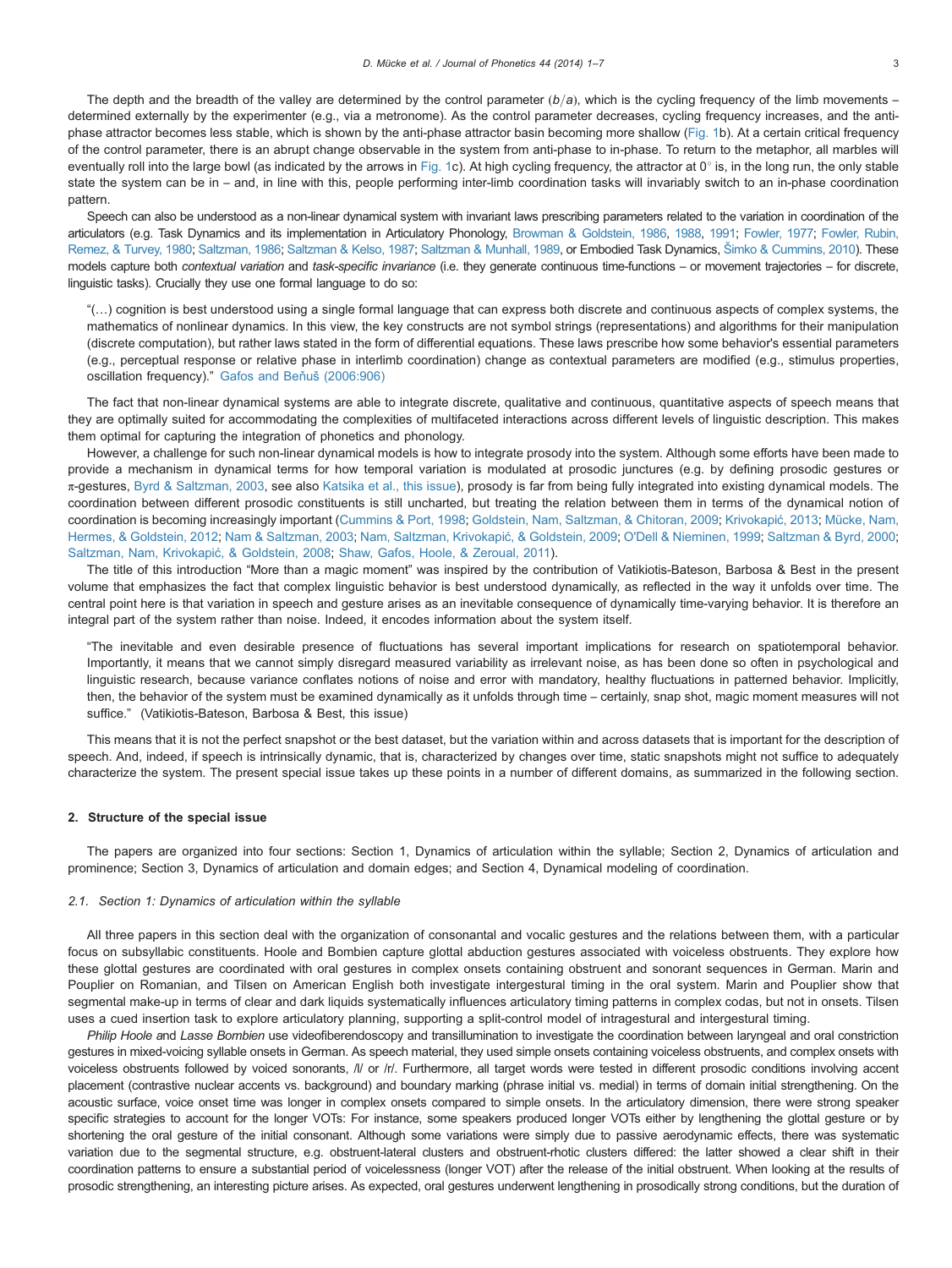The depth and the breadth of the valley are determined by the control parameter ($b/a$), which is the cycling frequency of the limb movements – determined externally by the experimenter (e.g., via a metronome). As the control parameter decreases, cycling frequency increases, and the anti-phase attractor becomes less stable, which is shown by the anti-phase attractor basin becoming more shallow (Fig. 1b). At a certain critical frequency of the control parameter, there is an abrupt change observable in the system from anti-phase to in-phase. To return to the metaphor, all marbles will eventually roll into the large bowl (as indicated by the arrows in Fig. 1c). At high cycling frequency, the attractor at 0° is, in the long run, the only stable state the system can be in – and, in line with this, people performing inter-limb coordination tasks will invariably switch to an in-phase coordination pattern.

Speech can also be understood as a non-linear dynamical system with invariant laws prescribing parameters related to the variation in coordination of the articulators (e.g. Task Dynamics and its implementation in Articulatory Phonology, Browman & Goldstein, 1986, 1988, 1991; Fowler, 1977; Fowler, Rubin, Remez, & Turvey, 1980; Saltzman, 1986; Saltzman & Kelso, 1987; Saltzman & Munhall, 1989, or Embodied Task Dynamics, Šimko & Cummins, 2010). These models capture both *contextual variation* and *task-specific invariance* (i.e. they generate continuous time-functions – or movement trajectories – for discrete, linguistic tasks). Crucially they use one formal language to do so:

> "(…) cognition is best understood using a single formal language that can express both discrete and continuous aspects of complex systems, the mathematics of nonlinear dynamics. In this view, the key constructs are not symbol strings (representations) and algorithms for their manipulation (discrete computation), but rather laws stated in the form of differential equations. These laws prescribe how some behavior's essential parameters (e.g., perceptual response or relative phase in interlimb coordination) change as contextual parameters are modified (e.g., stimulus properties, oscillation frequency)." Gafos and Beňuš (2006:906)

The fact that non-linear dynamical systems are able to integrate discrete, qualitative and continuous, quantitative aspects of speech means that they are optimally suited for accommodating the complexities of multifaceted interactions across different levels of linguistic description. This makes them optimal for capturing the integration of phonetics and phonology.

However, a challenge for such non-linear dynamical models is how to integrate prosody into the system. Although some efforts have been made to provide a mechanism in dynamical terms for how temporal variation is modulated at prosodic junctures (e.g. by defining prosodic gestures or $\pi$-gestures, Byrd & Saltzman, 2003, see also Katsika et al., this issue), prosody is far from being fully integrated into existing dynamical models. The coordination between different prosodic constituents is still uncharted, but treating the relation between them in terms of the dynamical notion of coordination is becoming increasingly important (Cummins & Port, 1998; Goldstein, Nam, Saltzman, & Chitoran, 2009; Krivokapić, 2013; Mücke, Nam, Hermes, & Goldstein, 2012; Nam & Saltzman, 2003; Nam, Saltzman, Krivokapić, & Goldstein, 2009; O'Dell & Nieminen, 1999; Saltzman & Byrd, 2000; Saltzman, Nam, Krivokapić, & Goldstein, 2008; Shaw, Gafos, Hoole, & Zeroual, 2011).

The title of this introduction "More than a magic moment" was inspired by the contribution of Vatikiotis-Bateson, Barbosa & Best in the present volume that emphasizes the fact that complex linguistic behavior is best understood dynamically, as reflected in the way it unfolds over time. The central point here is that variation in speech and gesture arises as an inevitable consequence of dynamically time-varying behavior. It is therefore an integral part of the system rather than noise. Indeed, it encodes information about the system itself.

> "The inevitable and even desirable presence of fluctuations has several important implications for research on spatiotemporal behavior. Importantly, it means that we cannot simply disregard measured variability as irrelevant noise, as has been done so often in psychological and linguistic research, because variance conflates notions of noise and error with mandatory, healthy fluctuations in patterned behavior. Implicitly, then, the behavior of the system must be examined dynamically as it unfolds through time – certainly, snap shot, magic moment measures will not suffice." (Vatikiotis-Bateson, Barbosa & Best, this issue)

This means that it is not the perfect snapshot or the best dataset, but the variation within and across datasets that is important for the description of speech. And, indeed, if speech is intrinsically dynamic, that is, characterized by changes over time, static snapshots might not suffice to adequately characterize the system. The present special issue takes up these points in a number of different domains, as summarized in the following section.

## 2. Structure of the special issue

The papers are organized into four sections: Section 1, Dynamics of articulation within the syllable; Section 2, Dynamics of articulation and prominence; Section 3, Dynamics of articulation and domain edges; and Section 4, Dynamical modeling of coordination.

### 2.1. Section 1: Dynamics of articulation within the syllable

All three papers in this section deal with the organization of consonantal and vocalic gestures and the relations between them, with a particular focus on subsyllabic constituents. Hoole and Bombien capture glottal abduction gestures associated with voiceless obstruents. They explore how these glottal gestures are coordinated with oral gestures in complex onsets containing obstruent and sonorant sequences in German. Marin and Pouplier on Romanian, and Tilsen on American English both investigate intergestural timing in the oral system. Marin and Pouplier show that segmental make-up in terms of clear and dark liquids systematically influences articulatory timing patterns in complex codas, but not in onsets. Tilsen uses a cued insertion task to explore articulatory planning, supporting a split-control model of intragestural and intergestural timing.

*Philip Hoole a*nd *Lasse Bombien* use videofiberendoscopy and transillumination to investigate the coordination between laryngeal and oral constriction gestures in mixed-voicing syllable onsets in German. As speech material, they used simple onsets containing voiceless obstruents, and complex onsets with voiceless obstruents followed by voiced sonorants, /l/ or /r/. Furthermore, all target words were tested in different prosodic conditions involving accent placement (contrastive nuclear accents vs. background) and boundary marking (phrase initial vs. medial) in terms of domain initial strengthening. On the acoustic surface, voice onset time was longer in complex onsets compared to simple onsets. In the articulatory dimension, there were strong speaker specific strategies to account for the longer VOTs: For instance, some speakers produced longer VOTs either by lengthening the glottal gesture or by shortening the oral gesture of the initial consonant. Although some variations were simply due to passive aerodynamic effects, there was systematic variation due to the segmental structure, e.g. obstruent-lateral clusters and obstruent-rhotic clusters differed: the latter showed a clear shift in their coordination patterns to ensure a substantial period of voicelessness (longer VOT) after the release of the initial obstruent. When looking at the results of prosodic strengthening, an interesting picture arises. As expected, oral gestures underwent lengthening in prosodically strong conditions, but the duration of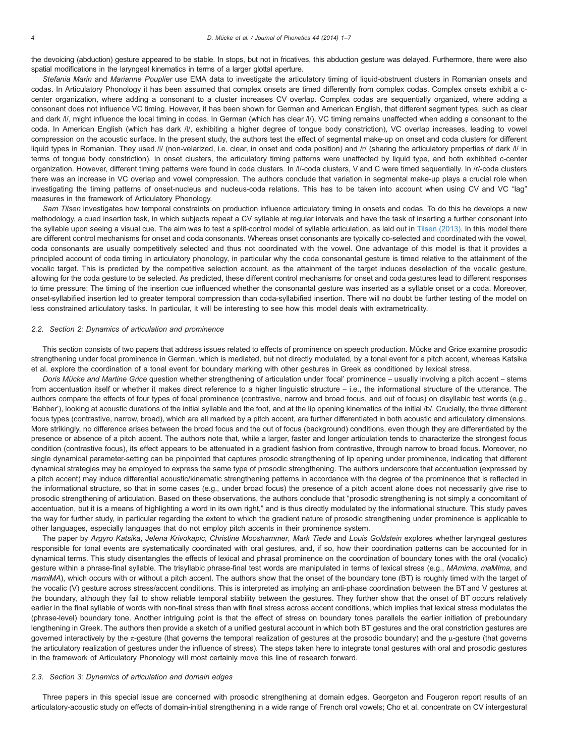the devoicing (abduction) gesture appeared to be stable. In stops, but not in fricatives, this abduction gesture was delayed. Furthermore, there were also spatial modifications in the laryngeal kinematics in terms of a larger glottal aperture.

*Stefania Marin* and *Marianne Pouplier* use EMA data to investigate the articulatory timing of liquid-obstruent clusters in Romanian onsets and codas. In Articulatory Phonology it has been assumed that complex onsets are timed differently from complex codas. Complex onsets exhibit a c-center organization, where adding a consonant to a cluster increases CV overlap. Complex codas are sequentially organized, where adding a consonant does not influence VC timing. However, it has been shown for German and American English, that different segment types, such as clear and dark /l/, might influence the local timing in codas. In German (which has clear /l/), VC timing remains unaffected when adding a consonant to the coda. In American English (which has dark /l/, exhibiting a higher degree of tongue body constriction), VC overlap increases, leading to vowel compression on the acoustic surface. In the present study, the authors test the effect of segmental make-up on onset and coda clusters for different liquid types in Romanian. They used /l/ (non-velarized, i.e. clear, in onset and coda position) and /r/ (sharing the articulatory properties of dark /l/ in terms of tongue body constriction). In onset clusters, the articulatory timing patterns were unaffected by liquid type, and both exhibited c-center organization. However, different timing patterns were found in coda clusters. In /l/-coda clusters, V and C were timed sequentially. In /r/-coda clusters there was an increase in VC overlap and vowel compression. The authors conclude that variation in segmental make-up plays a crucial role when investigating the timing patterns of onset-nucleus and nucleus-coda relations. This has to be taken into account when using CV and VC "lag" measures in the framework of Articulatory Phonology.

*Sam Tilsen* investigates how temporal constraints on production influence articulatory timing in onsets and codas. To do this he develops a new methodology, a cued insertion task, in which subjects repeat a CV syllable at regular intervals and have the task of inserting a further consonant into the syllable upon seeing a visual cue. The aim was to test a split-control model of syllable articulation, as laid out in Tilsen (2013). In this model there are different control mechanisms for onset and coda consonants. Whereas onset consonants are typically co-selected and coordinated with the vowel, coda consonants are usually competitively selected and thus not coordinated with the vowel. One advantage of this model is that it provides a principled account of coda timing in articulatory phonology, in particular why the coda consonantal gesture is timed relative to the attainment of the vocalic target. This is predicted by the competitive selection account, as the attainment of the target induces deselection of the vocalic gesture, allowing for the coda gesture to be selected. As predicted, these different control mechanisms for onset and coda gestures lead to different responses to time pressure: The timing of the insertion cue influenced whether the consonantal gesture was inserted as a syllable onset or a coda. Moreover, onset-syllabified insertion led to greater temporal compression than coda-syllabified insertion. There will no doubt be further testing of the model on less constrained articulatory tasks. In particular, it will be interesting to see how this model deals with extrametricality.

### *2.2. Section 2: Dynamics of articulation and prominence*

This section consists of two papers that address issues related to effects of prominence on speech production. Mücke and Grice examine prosodic strengthening under focal prominence in German, which is mediated, but not directly modulated, by a tonal event for a pitch accent, whereas Katsika et al. explore the coordination of a tonal event for boundary marking with other gestures in Greek as conditioned by lexical stress.

*Doris Mücke and Martine Grice* question whether strengthening of articulation under 'focal' prominence – usually involving a pitch accent – stems from accentuation itself or whether it makes direct reference to a higher linguistic structure – i.e., the informational structure of the utterance. The authors compare the effects of four types of focal prominence (contrastive, narrow and broad focus, and out of focus) on disyllabic test words (e.g., 'Bahber'), looking at acoustic durations of the initial syllable and the foot, and at the lip opening kinematics of the initial /b/. Crucially, the three different focus types (contrastive, narrow, broad), which are all marked by a pitch accent, are further differentiated in both acoustic and articulatory dimensions. More strikingly, no difference arises between the broad focus and the out of focus (background) conditions, even though they are differentiated by the presence or absence of a pitch accent. The authors note that, while a larger, faster and longer articulation tends to characterize the strongest focus condition (contrastive focus), its effect appears to be attenuated in a gradient fashion from contrastive, through narrow to broad focus. Moreover, no single dynamical parameter-setting can be pinpointed that captures prosodic strengthening of lip opening under prominence, indicating that different dynamical strategies may be employed to express the same type of prosodic strengthening. The authors underscore that accentuation (expressed by a pitch accent) may induce differential acoustic/kinematic strengthening patterns in accordance with the degree of the prominence that is reflected in the informational structure, so that in some cases (e.g., under broad focus) the presence of a pitch accent alone does not necessarily give rise to prosodic strengthening of articulation. Based on these observations, the authors conclude that "prosodic strengthening is not simply a concomitant of accentuation, but it is a means of highlighting a word in its own right," and is thus directly modulated by the informational structure. This study paves the way for further study, in particular regarding the extent to which the gradient nature of prosodic strengthening under prominence is applicable to other languages, especially languages that do not employ pitch accents in their prominence system.

The paper by *Argyro Katsika*, *Jelena Krivokapic*, *Christine Mooshammer*, *Mark Tiede* and *Louis Goldstein* explores whether laryngeal gestures responsible for tonal events are systematically coordinated with oral gestures, and, if so, how their coordination patterns can be accounted for in dynamical terms. This study disentangles the effects of lexical and phrasal prominence on the coordination of boundary tones with the oral (vocalic) gesture within a phrase-final syllable. The trisyllabic phrase-final test words are manipulated in terms of lexical stress (e.g., *MAmima*, *maMIma*, and *mamiMA*), which occurs with or without a pitch accent. The authors show that the onset of the boundary tone (BT) is roughly timed with the target of the vocalic (V) gesture across stress/accent conditions. This is interpreted as implying an anti-phase coordination between the BT and V gestures at the boundary, although they fail to show reliable temporal stability between the gestures. They further show that the onset of BT occurs relatively earlier in the final syllable of words with non-final stress than with final stress across accent conditions, which implies that lexical stress modulates the (phrase-level) boundary tone. Another intriguing point is that the effect of stress on boundary tones parallels the earlier initiation of preboundary lengthening in Greek. The authors then provide a sketch of a unified gestural account in which both BT gestures and the oral constriction gestures are governed interactively by the $\pi$-gesture (that governs the temporal realization of gestures at the prosodic boundary) and the $\mu$-gesture (that governs the articulatory realization of gestures under the influence of stress). The steps taken here to integrate tonal gestures with oral and prosodic gestures in the framework of Articulatory Phonology will most certainly move this line of research forward.

### *2.3. Section 3: Dynamics of articulation and domain edges*

Three papers in this special issue are concerned with prosodic strengthening at domain edges. Georgeton and Fougeron report results of an articulatory-acoustic study on effects of domain-initial strengthening in a wide range of French oral vowels; Cho et al. concentrate on CV intergestural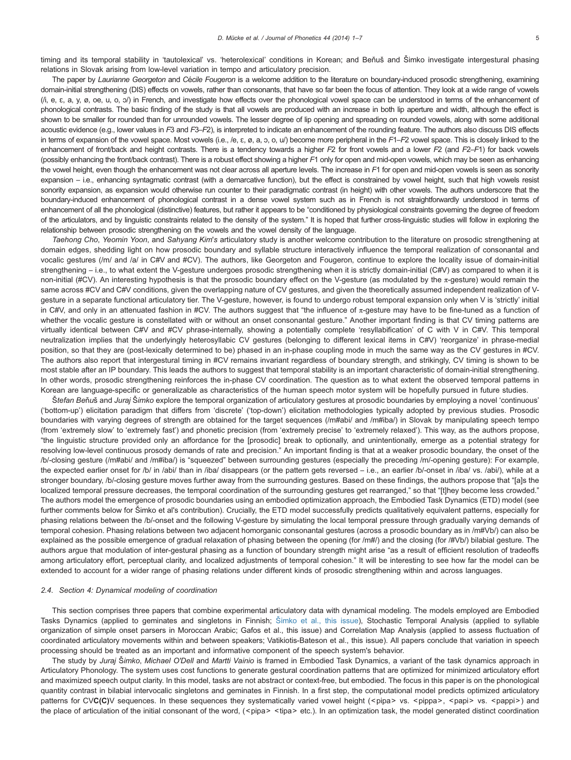timing and its temporal stability in 'tautolexical' vs. 'heterolexical' conditions in Korean; and Beňuš and Šimko investigate intergestural phasing relations in Slovak arising from low-level variation in tempo and articulatory precision.

The paper by *Laurianne Georgeton* and *Cécile Fougeron* is a welcome addition to the literature on boundary-induced prosodic strengthening, examining domain-initial strengthening (DIS) effects on vowels, rather than consonants, that have so far been the focus of attention. They look at a wide range of vowels (/i, e, ɛ, a, y, ø, oe, u, o, ɔ/) in French, and investigate how effects over the phonological vowel space can be understood in terms of the enhancement of phonological contrasts. The basic finding of the study is that all vowels are produced with an increase in both lip aperture and width, although the effect is shown to be smaller for rounded than for unrounded vowels. The lesser degree of lip opening and spreading on rounded vowels, along with some additional acoustic evidence (e.g., lower values in $F3$ and $F3–F2$), is interpreted to indicate an enhancement of the rounding feature. The authors also discuss DIS effects in terms of expansion of the vowel space. Most vowels (i.e., /e, ɛ, ø, a, ɔ, o, u/) become more peripheral in the $F1–F2$ vowel space. This is closely linked to the enhancement of front/back and height contrasts. There is a tendency towards a higher $F2$ for front vowels and a lower $F2$ (and $F2–F1$) for back vowels (possibly enhancing the front/back contrast). There is a robust effect showing a higher $F1$ only for open and mid-open vowels, which may be seen as enhancing the vowel height, even though the enhancement was not clear across all aperture levels. The increase in $F1$ for open and mid-open vowels is seen as sonority expansion – i.e., enhancing syntagmatic contrast (with a demarcative function), but the effect is constrained by vowel height, such that high vowels resist sonority expansion, as expansion would otherwise run counter to their paradigmatic contrast (in height) with other vowels. The authors underscore that the boundary-induced enhancement of phonological contrast in a dense vowel system such as in French is not straightforwardly understood in terms of enhancement of all the phonological (distinctive) features, but rather it appears to be "conditioned by physiological constraints governing the degree of freedom of the articulators, and by linguistic constraints related to the density of the system." It is hoped that further cross-linguistic studies will follow in exploring the relationship between prosodic strengthening on the vowels and the vowel density of the language.

*Taehong Cho*, *Yeomin Yoon*, and *Sahyang Kim*'s articulatory study is another welcome contribution to the literature on prosodic strengthening at domain edges, shedding light on how prosodic boundary and syllable structure interactively influence the temporal realization of consonantal and vocalic gestures (/m/ and /a/ in C#V and #CV). The authors, like Georgeton and Fougeron, continue to explore the locality issue of domain-initial strengthening – i.e., to what extent the V-gesture undergoes prosodic strengthening when it is strictly domain-initial (C#V) as compared to when it is non-initial (#CV). An interesting hypothesis is that the prosodic boundary effect on the V-gesture (as modulated by the π-gesture) would remain the same across #CV and C#V conditions, given the overlapping nature of CV gestures, and given the theoretically assumed independent realization of V-gesture in a separate functional articulatory tier. The V-gesture, however, is found to undergo robust temporal expansion only when V is 'strictly' initial in C#V, and only in an attenuated fashion in #CV. The authors suggest that "the influence of π-gesture may have to be fine-tuned as a function of whether the vocalic gesture is constellated with or without an onset consonantal gesture." Another important finding is that CV timing patterns are virtually identical between C#V and #CV phrase-internally, showing a potentially complete 'resyllabification' of C with V in C#V. This temporal neutralization implies that the underlyingly heterosyllabic CV gestures (belonging to different lexical items in C#V) 'reorganize' in phrase-medial position, so that they are (post-lexically determined to be) phased in an in-phase coupling mode in much the same way as the CV gestures in #CV. The authors also report that intergestural timing in #CV remains invariant regardless of boundary strength, and strikingly, CV timing is shown to be most stable after an IP boundary. This leads the authors to suggest that temporal stability is an important characteristic of domain-initial strengthening. In other words, prosodic strengthening reinforces the in-phase CV coordination. The question as to what extent the observed temporal patterns in Korean are language-specific or generalizable as characteristics of the human speech motor system will be hopefully pursued in future studies.

*Štefan Beňuš* and *Juraj Šimko* explore the temporal organization of articulatory gestures at prosodic boundaries by employing a novel 'continuous' ('bottom-up') elicitation paradigm that differs from 'discrete' ('top-down') elicitation methodologies typically adopted by previous studies. Prosodic boundaries with varying degrees of strength are obtained for the target sequences (/m#abi/ and /m#iba/) in Slovak by manipulating speech tempo (from 'extremely slow' to 'extremely fast') and phonetic precision (from 'extremely precise' to 'extremely relaxed'). This way, as the authors propose, "the linguistic structure provided only an affordance for the [prosodic] break to optionally, and unintentionally, emerge as a potential strategy for resolving low-level continuous prosody demands of rate and precision." An important finding is that at a weaker prosodic boundary, the onset of the /b/-closing gesture (/m#abi/ and /m#iba/) is "squeezed" between surrounding gestures (especially the preceding /m/-opening gesture): For example, the expected earlier onset for /b/ in /abi/ than in /iba/ disappears (or the pattern gets reversed – i.e., an earlier /b/-onset in /iba/ vs. /abi/), while at a stronger boundary, /b/-closing gesture moves further away from the surrounding gestures. Based on these findings, the authors propose that "[a]s the localized temporal pressure decreases, the temporal coordination of the surrounding gestures get rearranged," so that "[t]hey become less crowded." The authors model the emergence of prosodic boundaries using an embodied optimization approach, the Embodied Task Dynamics (ETD) model (see further comments below for Šimko et al's contribution). Crucially, the ETD model successfully predicts qualitatively equivalent patterns, especially for phasing relations between the /b/-onset and the following V-gesture by simulating the local temporal pressure through gradually varying demands of temporal cohesion. Phasing relations between two adjacent homorganic consonantal gestures (across a prosodic boundary as in /m#Vb/) can also be explained as the possible emergence of gradual relaxation of phasing between the opening (for /m#/) and the closing (for /#Vb/) bilabial gesture. The authors argue that modulation of inter-gestural phasing as a function of boundary strength might arise "as a result of efficient resolution of tradeoffs among articulatory effort, perceptual clarity, and localized adjustments of temporal cohesion." It will be interesting to see how far the model can be extended to account for a wider range of phasing relations under different kinds of prosodic strengthening within and across languages.

### 2.4. Section 4: Dynamical modeling of coordination

This section comprises three papers that combine experimental articulatory data with dynamical modeling. The models employed are Embodied Tasks Dynamics (applied to geminates and singletons in Finnish; Šimko et al., this issue), Stochastic Temporal Analysis (applied to syllable organization of simple onset parsers in Moroccan Arabic; Gafos et al., this issue) and Correlation Map Analysis (applied to assess fluctuation of coordinated articulatory movements within and between speakers; Vatikiotis-Bateson et al., this issue). All papers conclude that variation in speech processing should be treated as an important and informative component of the speech system's behavior.

The study by *Juraj Šimko*, *Michael O'Dell* and *Martti Vainio* is framed in Embodied Task Dynamics, a variant of the task dynamics approach in Articulatory Phonology. The system uses cost functions to generate gestural coordination patterns that are optimized for minimized articulatory effort and maximized speech output clarity. In this model, tasks are not abstract or context-free, but embodied. The focus in this paper is on the phonological quantity contrast in bilabial intervocalic singletons and geminates in Finnish. In a first step, the computational model predicts optimized articulatory patterns for CV**C(C)**V sequences. In these sequences they systematically varied vowel height (<pipa> vs. <pippa>, <papi> vs. <pappi>) and the place of articulation of the initial consonant of the word, (<pipa> <tipa> etc.). In an optimization task, the model generated distinct coordination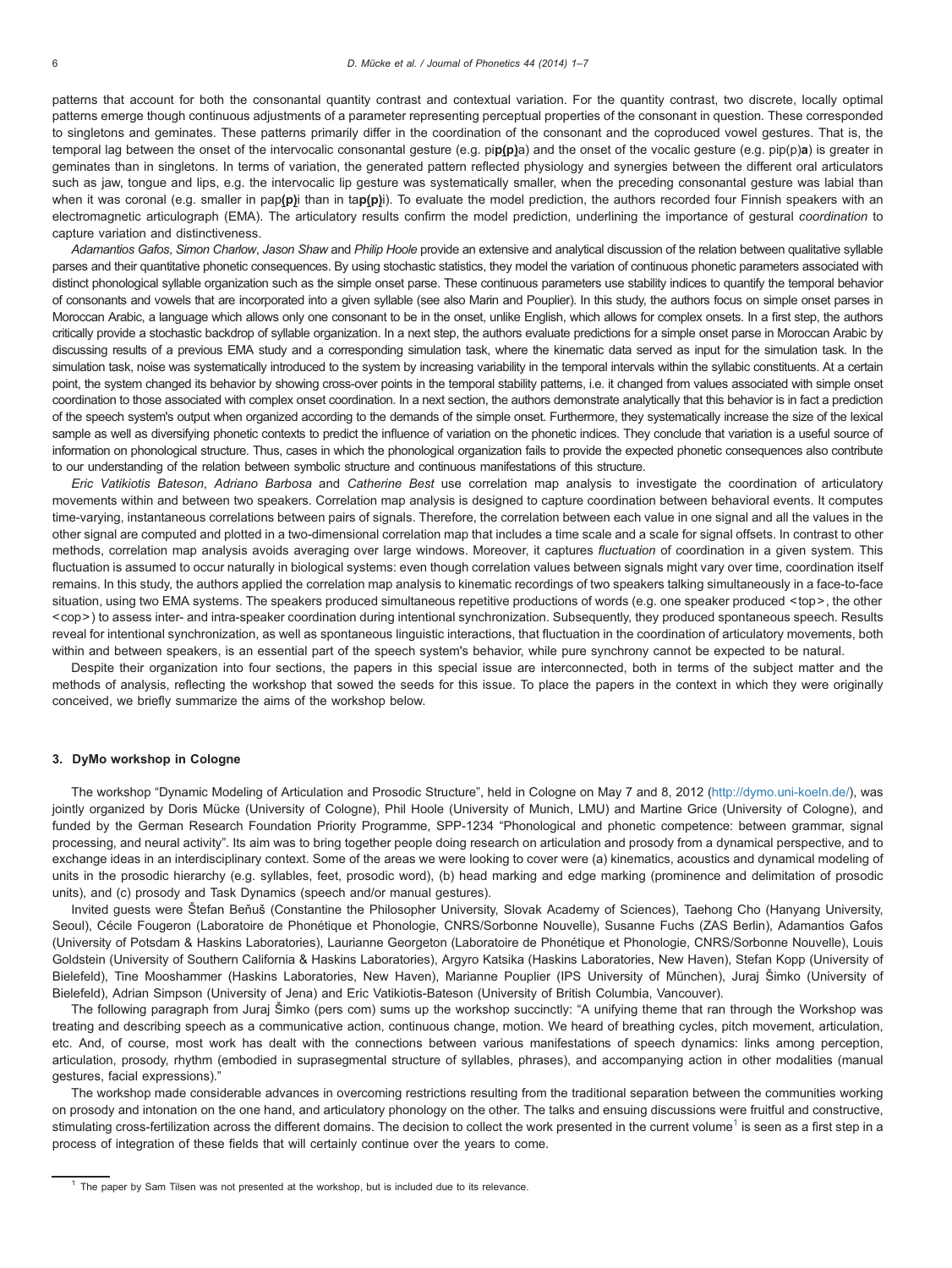patterns that account for both the consonantal quantity contrast and contextual variation. For the quantity contrast, two discrete, locally optimal patterns emerge though continuous adjustments of a parameter representing perceptual properties of the consonant in question. These corresponded to singletons and geminates. These patterns primarily differ in the coordination of the consonant and the coproduced vowel gestures. That is, the temporal lag between the onset of the intervocalic consonantal gesture (e.g. pi**p(p)**a) and the onset of the vocalic gesture (e.g. pip(p)**a**) is greater in geminates than in singletons. In terms of variation, the generated pattern reflected physiology and synergies between the different oral articulators such as jaw, tongue and lips, e.g. the intervocalic lip gesture was systematically smaller, when the preceding consonantal gesture was labial than when it was coronal (e.g. smaller in pap**(p)**i than in ta**p(p)**i). To evaluate the model prediction, the authors recorded four Finnish speakers with an electromagnetic articulograph (EMA). The articulatory results confirm the model prediction, underlining the importance of gestural *coordination* to capture variation and distinctiveness.

*Adamantios Gafos*, *Simon Charlow*, *Jason Shaw* and *Philip Hoole* provide an extensive and analytical discussion of the relation between qualitative syllable parses and their quantitative phonetic consequences. By using stochastic statistics, they model the variation of continuous phonetic parameters associated with distinct phonological syllable organization such as the simple onset parse. These continuous parameters use stability indices to quantify the temporal behavior of consonants and vowels that are incorporated into a given syllable (see also Marin and Pouplier). In this study, the authors focus on simple onset parses in Moroccan Arabic, a language which allows only one consonant to be in the onset, unlike English, which allows for complex onsets. In a first step, the authors critically provide a stochastic backdrop of syllable organization. In a next step, the authors evaluate predictions for a simple onset parse in Moroccan Arabic by discussing results of a previous EMA study and a corresponding simulation task, where the kinematic data served as input for the simulation task. In the simulation task, noise was systematically introduced to the system by increasing variability in the temporal intervals within the syllabic constituents. At a certain point, the system changed its behavior by showing cross-over points in the temporal stability patterns, i.e. it changed from values associated with simple onset coordination to those associated with complex onset coordination. In a next section, the authors demonstrate analytically that this behavior is in fact a prediction of the speech system's output when organized according to the demands of the simple onset. Furthermore, they systematically increase the size of the lexical sample as well as diversifying phonetic contexts to predict the influence of variation on the phonetic indices. They conclude that variation is a useful source of information on phonological structure. Thus, cases in which the phonological organization fails to provide the expected phonetic consequences also contribute to our understanding of the relation between symbolic structure and continuous manifestations of this structure.

*Eric Vatikiotis Bateson*, *Adriano Barbosa* and *Catherine Best* use correlation map analysis to investigate the coordination of articulatory movements within and between two speakers. Correlation map analysis is designed to capture coordination between behavioral events. It computes time-varying, instantaneous correlations between pairs of signals. Therefore, the correlation between each value in one signal and all the values in the other signal are computed and plotted in a two-dimensional correlation map that includes a time scale and a scale for signal offsets. In contrast to other methods, correlation map analysis avoids averaging over large windows. Moreover, it captures *fluctuation* of coordination in a given system. This fluctuation is assumed to occur naturally in biological systems: even though correlation values between signals might vary over time, coordination itself remains. In this study, the authors applied the correlation map analysis to kinematic recordings of two speakers talking simultaneously in a face-to-face situation, using two EMA systems. The speakers produced simultaneous repetitive productions of words (e.g. one speaker produced <top>, the other <cop>) to assess inter- and intra-speaker coordination during intentional synchronization. Subsequently, they produced spontaneous speech. Results reveal for intentional synchronization, as well as spontaneous linguistic interactions, that fluctuation in the coordination of articulatory movements, both within and between speakers, is an essential part of the speech system's behavior, while pure synchrony cannot be expected to be natural.

Despite their organization into four sections, the papers in this special issue are interconnected, both in terms of the subject matter and the methods of analysis, reflecting the workshop that sowed the seeds for this issue. To place the papers in the context in which they were originally conceived, we briefly summarize the aims of the workshop below.

### 3. DyMo workshop in Cologne

The workshop "Dynamic Modeling of Articulation and Prosodic Structure", held in Cologne on May 7 and 8, 2012 (http://dymo.uni-koeln.de/), was jointly organized by Doris Mücke (University of Cologne), Phil Hoole (University of Munich, LMU) and Martine Grice (University of Cologne), and funded by the German Research Foundation Priority Programme, SPP-1234 "Phonological and phonetic competence: between grammar, signal processing, and neural activity". Its aim was to bring together people doing research on articulation and prosody from a dynamical perspective, and to exchange ideas in an interdisciplinary context. Some of the areas we were looking to cover were (a) kinematics, acoustics and dynamical modeling of units in the prosodic hierarchy (e.g. syllables, feet, prosodic word), (b) head marking and edge marking (prominence and delimitation of prosodic units), and (c) prosody and Task Dynamics (speech and/or manual gestures).

Invited guests were Štefan Beňuš (Constantine the Philosopher University, Slovak Academy of Sciences), Taehong Cho (Hanyang University, Seoul), Cécile Fougeron (Laboratoire de Phonétique et Phonologie, CNRS/Sorbonne Nouvelle), Susanne Fuchs (ZAS Berlin), Adamantios Gafos (University of Potsdam & Haskins Laboratories), Laurianne Georgeton (Laboratoire de Phonétique et Phonologie, CNRS/Sorbonne Nouvelle), Louis Goldstein (University of Southern California & Haskins Laboratories), Argyro Katsika (Haskins Laboratories, New Haven), Stefan Kopp (University of Bielefeld), Tine Mooshammer (Haskins Laboratories, New Haven), Marianne Pouplier (IPS University of München), Juraj Šimko (University of Bielefeld), Adrian Simpson (University of Jena) and Eric Vatikiotis-Bateson (University of British Columbia, Vancouver).

The following paragraph from Juraj Šimko (pers com) sums up the workshop succinctly: "A unifying theme that ran through the Workshop was treating and describing speech as a communicative action, continuous change, motion. We heard of breathing cycles, pitch movement, articulation, etc. And, of course, most work has dealt with the connections between various manifestations of speech dynamics: links among perception, articulation, prosody, rhythm (embodied in suprasegmental structure of syllables, phrases), and accompanying action in other modalities (manual gestures, facial expressions)."

The workshop made considerable advances in overcoming restrictions resulting from the traditional separation between the communities working on prosody and intonation on the one hand, and articulatory phonology on the other. The talks and ensuing discussions were fruitful and constructive, stimulating cross-fertilization across the different domains. The decision to collect the work presented in the current volume[1] is seen as a first step in a process of integration of these fields that will certainly continue over the years to come.

[1] The paper by Sam Tilsen was not presented at the workshop, but is included due to its relevance.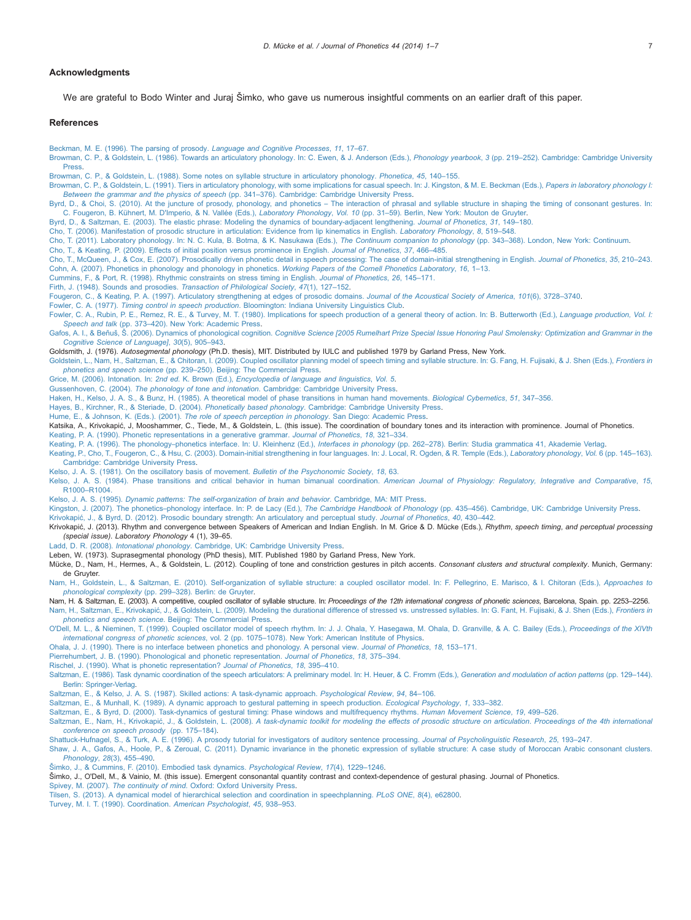## Acknowledgments

We are grateful to Bodo Winter and Juraj Šimko, who gave us numerous insightful comments on an earlier draft of this paper.

## References

Beckman, M. E. (1996). The parsing of prosody. *Language and Cognitive Processes*, *11*, 17–67.

Browman, C. P., & Goldstein, L. (1986). Towards an articulatory phonology. In: C. Ewen, & J. Anderson (Eds.), *Phonology yearbook*, *3* (pp. 219–252). Cambridge: Cambridge University Press.

Browman, C. P., & Goldstein, L. (1988). Some notes on syllable structure in articulatory phonology. *Phonetica*, *45*, 140–155.

Browman, C. P., & Goldstein, L. (1991). Tiers in articulatory phonology, with some implications for casual speech. In: J. Kingston, & M. E. Beckman (Eds.), *Papers in laboratory phonology I: Between the grammar and the physics of speech* (pp. 341–376). Cambridge: Cambridge University Press.

Byrd, D., & Choi, S. (2010). At the juncture of prosody, phonology, and phonetics – The interaction of phrasal and syllable structure in shaping the timing of consonant gestures. In: C. Fougeron, B. Kühnert, M. D'Imperio, & N. Vallée (Eds.), *Laboratory Phonology, Vol. 10* (pp. 31–59). Berlin, New York: Mouton de Gruyter.

Byrd, D., & Saltzman, E. (2003). The elastic phrase: Modeling the dynamics of boundary-adjacent lengthening. *Journal of Phonetics*, *31*, 149–180.

Cho, T. (2006). Manifestation of prosodic structure in articulation: Evidence from lip kinematics in English. *Laboratory Phonology*, *8*, 519–548.

Cho, T. (2011). Laboratory phonology. In: N. C. Kula, B. Botma, & K. Nasukawa (Eds.), *The Continuum companion to phonology* (pp. 343–368). London, New York: Continuum.

Cho, T., & Keating, P. (2009). Effects of initial position versus prominence in English. *Journal of Phonetics*, *37*, 466–485.

Cho, T., McQueen, J., & Cox, E. (2007). Prosodically driven phonetic detail in speech processing: The case of domain-initial strengthening in English. *Journal of Phonetics*, *35*, 210–243.

Cohn, A. (2007). Phonetics in phonology and phonology in phonetics. *Working Papers of the Cornell Phonetics Laboratory*, *16*, 1–13.

Cummins, F., & Port, R. (1998). Rhythmic constraints on stress timing in English. *Journal of Phonetics*, *26*, 145–171.

Firth, J. (1948). Sounds and prosodies. *Transaction of Philological Society*, *47*(1), 127–152.

Fougeron, C., & Keating, P. A. (1997). Articulatory strengthening at edges of prosodic domains. *Journal of the Acoustical Society of America*, *101*(6), 3728–3740.

Fowler, C. A. (1977). *Timing control in speech production*. Bloomington: Indiana University Linguistics Club.

Fowler, C. A., Rubin, P. E., Remez, R. E., & Turvey, M. T. (1980). Implications for speech production of a general theory of action. In: B. Butterworth (Ed.), *Language production, Vol. I: Speech and talk* (pp. 373–420). New York: Academic Press.

Gafos, A. I., & Beňuš, Š. (2006). Dynamics of phonological cognition. *Cognitive Science [2005 Rumelhart Prize Special Issue Honoring Paul Smolensky: Optimization and Grammar in the Cognitive Science of Language]*, *30*(5), 905–943.

Goldsmith, J. (1976). *Autosegmental phonology* (Ph.D. thesis), MIT. Distributed by IULC and published 1979 by Garland Press, New York.

Goldstein, L., Nam, H., Saltzman, E., & Chitoran, I. (2009). Coupled oscillator planning model of speech timing and syllable structure. In: G. Fang, H. Fujisaki, & J. Shen (Eds.), *Frontiers in phonetics and speech science* (pp. 239–250). Beijing: The Commercial Press.

Grice, M. (2006). Intonation. In: *2nd ed.* K. Brown (Ed.), *Encyclopedia of language and linguistics*, *Vol. 5*.

Gussenhoven, C. (2004). *The phonology of tone and intonation*. Cambridge: Cambridge University Press.

Haken, H., Kelso, J. A. S., & Bunz, H. (1985). A theoretical model of phase transitions in human hand movements. *Biological Cybernetics*, *51*, 347–356.

Hayes, B., Kirchner, R., & Steriade, D. (2004). *Phonetically based phonology*. Cambridge: Cambridge University Press.

Hume, E., & Johnson, K. (Eds.). (2001). *The role of speech perception in phonology*. San Diego: Academic Press.

Katsika, A., Krivokapić, J, Mooshammer, C., Tiede, M., & Goldstein, L. (this issue). The coordination of boundary tones and its interaction with prominence. Journal of Phonetics.

Keating, P. A. (1990). Phonetic representations in a generative grammar. *Journal of Phonetics*, *18*, 321–334.

Keating, P. A. (1996). The phonology–phonetics interface. In: U. Kleinhenz (Ed.), *Interfaces in phonology* (pp. 262–278). Berlin: Studia grammatica 41, Akademie Verlag.

Keating, P., Cho, T., Fougeron, C., & Hsu, C. (2003). Domain-initial strengthening in four languages. In: J. Local, R. Ogden, & R. Temple (Eds.), *Laboratory phonology*, *Vol.* 6 (pp. 145–163). Cambridge: Cambridge University Press.

Kelso, J. A. S. (1981). On the oscillatory basis of movement. *Bulletin of the Psychonomic Society*, *18*, 63.

Kelso, J. A. S. (1984). Phase transitions and critical behavior in human bimanual coordination. *American Journal of Physiology: Regulatory, Integrative and Comparative*, *15*, R1000–R1004.

Kelso, J. A. S. (1995). *Dynamic patterns: The self-organization of brain and behavior*. Cambridge, MA: MIT Press.

Kingston, J. (2007). The phonetics–phonology interface. In: P. de Lacy (Ed.), *The Cambridge Handbook of Phonology* (pp. 435–456). Cambridge, UK: Cambridge University Press.

Krivokapić, J., & Byrd, D. (2012). Prosodic boundary strength: An articulatory and perceptual study. *Journal of Phonetics*, *40*, 430–442.

Krivokapić, J. (2013). Rhythm and convergence between Speakers of American and Indian English. In M. Grice & D. Mücke (Eds.), *Rhythm, speech timing, and perceptual processing (special issue). Laboratory Phonology* 4 (1), 39–65.

Ladd, D. R. (2008). *Intonational phonology*. Cambridge, UK: Cambridge University Press.

Leben, W. (1973). Suprasegmental phonology (PhD thesis), MIT. Published 1980 by Garland Press, New York.

Mücke, D., Nam, H., Hermes, A., & Goldstein, L. (2012). Coupling of tone and constriction gestures in pitch accents. *Consonant clusters and structural complexity*. Munich, Germany: de Gruyter.

Nam, H., Goldstein, L., & Saltzman, E. (2010). Self-organization of syllable structure: a coupled oscillator model. In: F. Pellegrino, E. Marisco, & I. Chitoran (Eds.), *Approaches to phonological complexity* (pp. 299–328). Berlin: de Gruyter.

Nam, H. & Saltzman, E. (2003). A competitive, coupled oscillator of syllable structure. In: *Proceedings of the 12th international congress of phonetic sciences*, Barcelona, Spain. pp. 2253–2256.

Nam, H., Saltzman, E., Krivokapić, J., & Goldstein, L. (2009). Modeling the durational difference of stressed vs. unstressed syllables. In: G. Fant, H. Fujisaki, & J. Shen (Eds.), *Frontiers in phonetics and speech science*. Beijing: The Commercial Press.

O'Dell, M. L., & Nieminen, T. (1999). Coupled oscillator model of speech rhythm. In: J. J. Ohala, Y. Hasegawa, M. Ohala, D. Granville, & A. C. Bailey (Eds.), *Proceedings of the XIVth international congress of phonetic sciences*, vol. 2 (pp. 1075–1078). New York: American Institute of Physics.

Ohala, J. J. (1990). There is no interface between phonetics and phonology. A personal view. *Journal of Phonetics*, *18*, 153–171.

Pierrehumbert, J. B. (1990). Phonological and phonetic representation. *Journal of Phonetics*, *18*, 375–394.

Rischel, J. (1990). What is phonetic representation? *Journal of Phonetics*, *18*, 395–410.

Saltzman, E. (1986). Task dynamic coordination of the speech articulators: A preliminary model. In: H. Heuer, & C. Fromm (Eds.), *Generation and modulation of action patterns* (pp. 129–144). Berlin: Springer-Verlag.

Saltzman, E., & Kelso, J. A. S. (1987). Skilled actions: A task-dynamic approach. *Psychological Review*, *94*, 84–106.

Saltzman, E., & Munhall, K. (1989). A dynamic approach to gestural patterning in speech production. *Ecological Psychology*, *1*, 333–382.

Saltzman, E., & Byrd, D. (2000). Task-dynamics of gestural timing: Phase windows and multifrequency rhythms. *Human Movement Science*, *19*, 499–526.

Saltzman, E., Nam, H., Krivokapić, J., & Goldstein, L. (2008). *A task-dynamic toolkit for modeling the effects of prosodic structure on articulation*. *Proceedings of the 4th international conference on speech prosody* (pp. 175–184).

Shattuck-Hufnagel, S., & Turk, A. E. (1996). A prosody tutorial for investigators of auditory sentence processing. *Journal of Psycholinguistic Research*, *25*, 193–247.

Shaw, J. A., Gafos, A., Hoole, P., & Zeroual, C. (2011). Dynamic invariance in the phonetic expression of syllable structure: A case study of Moroccan Arabic consonant clusters. *Phonology*, *28*(3), 455–490.

Šimko, J., & Cummins, F. (2010). Embodied task dynamics. *Psychological Review*, *17*(4), 1229–1246.

Šimko, J., O'Dell, M., & Vainio, M. (this issue). Emergent consonantal quantity contrast and context-dependence of gestural phasing. Journal of Phonetics.

Spivey, M. (2007). *The continuity of mind*. Oxford: Oxford University Press.

Tilsen, S. (2013). A dynamical model of hierarchical selection and coordination in speechplanning. *PLoS ONE*, *8*(4), e62800.

Turvey, M. I. T. (1990). Coordination. *American Psychologist*, *45*, 938–953.